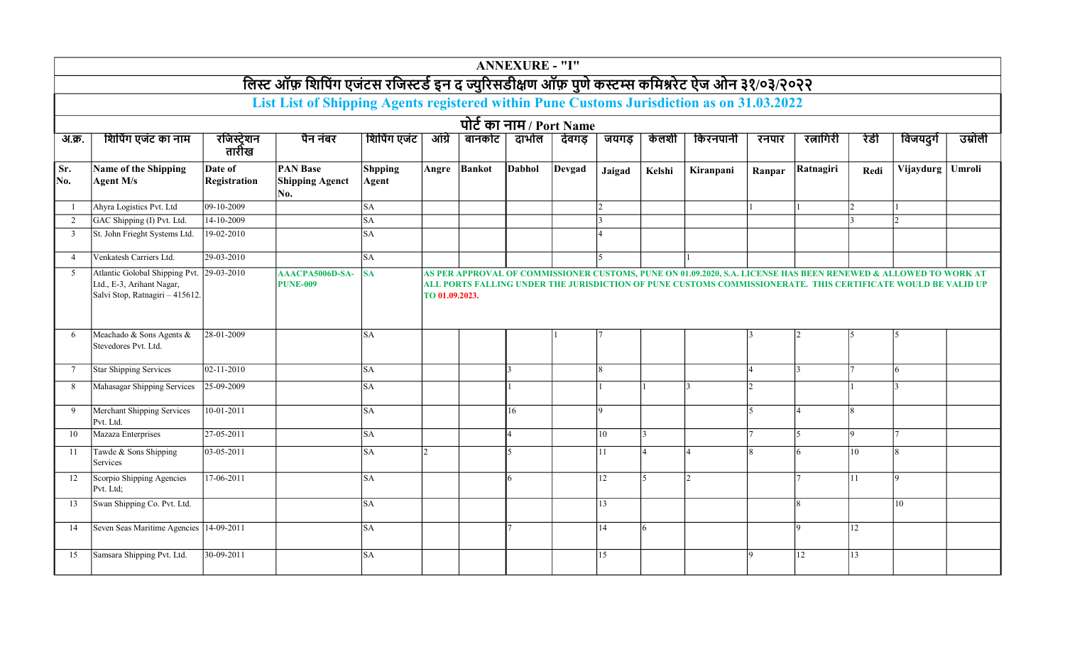# ANNEXURE - "I"

## लिस्ट ऑफ़ शिपिंग एजंटस रजिस्टर्ड इन द ज्युरिसडीक्षण ऑफ़ पुणे कस्टम्स कमिश्नरेट ऐज ओन ३१/०३/२०२२

## List List of Shipping Agents registered within Pune Customs Jurisdiction as on 31.03.2022

| | | | | | पोर्ट का नाम / Port Name | | | | | | | | | | | |
|---|---|---|---|---|---|---|---|---|---|---|---|---|---|---|---|---|
| अ.क्र. | शिपिंग एजंट का नाम | रजिस्ट्रेशन तारीख | पैन नंबर | शिपिंग एजंट | आंग्रे | बानकोट | दाभोल | देवगड | जयगड | केलशी | किरनपानी | रनपार | रत्नागिरी | रेडी | विजयदुर्ग | उम्रोली |
| **Sr. No.** | **Name of the Shipping Agent M/s** | **Date of Registration** | **PAN Base Shipping Agenct No.** | **Shpping Agent** | **Angre** | **Bankot** | **Dabhol** | **Devgad** | **Jaigad** | **Kelshi** | **Kiranpani** | **Ranpar** | **Ratnagiri** | **Redi** | **Vijaydurg** | **Umroli** |
| 1 | Ahyra Logistics Pvt. Ltd | 09-10-2009 | | SA | | | | | 2 | | | 1 | 1 | 2 | 1 | |
| 2 | GAC Shipping (I) Pvt. Ltd. | 14-10-2009 | | SA | | | | | 3 | | | | | 3 | 2 | |
| 3 | St. John Frieght Systems Ltd. | 19-02-2010 | | SA | | | | | 4 | | | | | | | |
| 4 | Venkatesh Carriers Ltd. | 29-03-2010 | | SA | | | | | 5 | | 1 | | | | | |
| 5 | Atlantic Golobal Shipping Pvt. Ltd., E-3, Arihant Nagar, Salvi Stop, Ratnagiri – 415612. | 29-03-2010 | AAACPA5006D-SA-PUNE-009 | SA | AS PER APPROVAL OF COMMISSIONER CUSTOMS, PUNE ON 01.09.2020, S.A. LICENSE HAS BEEN RENEWED & ALLOWED TO WORK AT ALL PORTS FALLING UNDER THE JURISDICTION OF PUNE CUSTOMS COMMISSIONERATE. THIS CERTIFICATE WOULD BE VALID UP TO 01.09.2023. | | | | | | | | | | | |
| 6 | Meachado & Sons Agents & Stevedores Pvt. Ltd. | 28-01-2009 | | SA | | | | 1 | 7 | | | 3 | 2 | 5 | 5 | |
| 7 | Star Shipping Services | 02-11-2010 | | SA | | | 3 | | 8 | | | 4 | 3 | 7 | 6 | |
| 8 | Mahasagar Shipping Services | 25-09-2009 | | SA | | | 1 | | 1 | 1 | 3 | 2 | | 1 | 3 | |
| 9 | Merchant Shipping Services Pvt. Ltd. | 10-01-2011 | | SA | | | 16 | | 9 | | | 5 | 4 | 8 | | |
| 10 | Mazaza Enterprises | 27-05-2011 | | SA | | | 4 | | 10 | 3 | | 7 | 5 | 9 | 7 | |
| 11 | Tawde & Sons Shipping Services | 03-05-2011 | | SA | 2 | | 5 | | 11 | 4 | 4 | 8 | 6 | 10 | 8 | |
| 12 | Scorpio Shipping Agencies Pvt. Ltd; | 17-06-2011 | | SA | | | 6 | | 12 | 5 | 2 | | 7 | 11 | 9 | |
| 13 | Swan Shipping Co. Pvt. Ltd. | | | SA | | | | | 13 | | | | 8 | | 10 | |
| 14 | Seven Seas Maritime Agencies | 14-09-2011 | | SA | | | 7 | | 14 | 6 | | | 9 | 12 | | |
| 15 | Samsara Shipping Pvt. Ltd. | 30-09-2011 | | SA | | | | | 15 | | | 9 | 12 | 13 | | |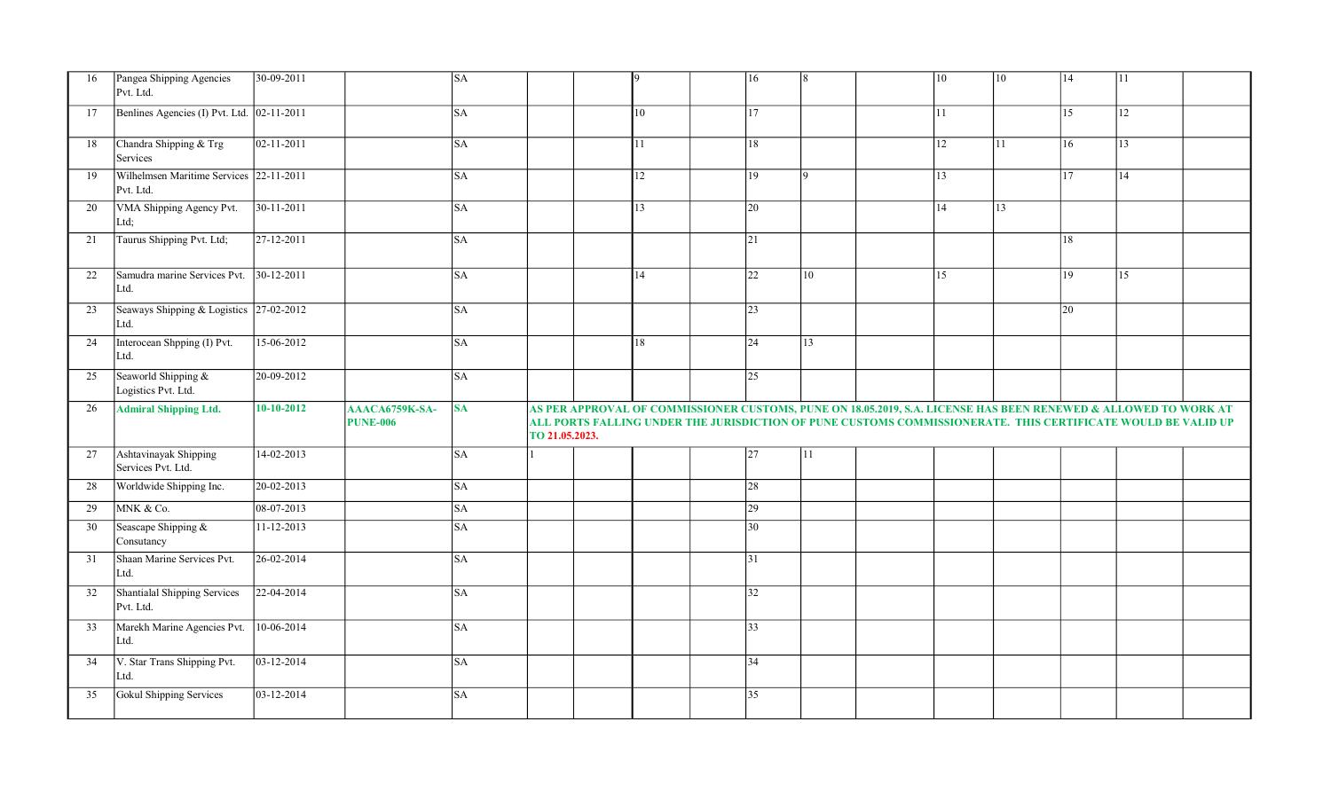| | | | | | | | | | | | | | | | | |
|---|---|---|---|---|---|---|---|---|---|---|---|---|---|---|---|---|
| 16 | Pangea Shipping Agencies Pvt. Ltd. | 30-09-2011 | | SA | | | 9 | | 16 | 8 | | 10 | 10 | 14 | 11 | |
| 17 | Benlines Agencies (I) Pvt. Ltd. | 02-11-2011 | | SA | | | 10 | | 17 | | | 11 | | 15 | 12 | |
| 18 | Chandra Shipping & Trg Services | 02-11-2011 | | SA | | | 11 | | 18 | | | 12 | 11 | 16 | 13 | |
| 19 | Wilhelmsen Maritime Services Pvt. Ltd. | 22-11-2011 | | SA | | | 12 | | 19 | 9 | | 13 | | 17 | 14 | |
| 20 | VMA Shipping Agency Pvt. Ltd; | 30-11-2011 | | SA | | | 13 | | 20 | | | 14 | 13 | | | |
| 21 | Taurus Shipping Pvt. Ltd; | 27-12-2011 | | SA | | | | | 21 | | | | | 18 | | |
| 22 | Samudra marine Services Pvt. Ltd. | 30-12-2011 | | SA | | | 14 | | 22 | 10 | | 15 | | 19 | 15 | |
| 23 | Seaways Shipping & Logistics Ltd. | 27-02-2012 | | SA | | | | | 23 | | | | | 20 | | |
| 24 | Interocean Shpping (I) Pvt. Ltd. | 15-06-2012 | | SA | | | 18 | | 24 | 13 | | | | | | |
| 25 | Seaworld Shipping & Logistics Pvt. Ltd. | 20-09-2012 | | SA | | | | | 25 | | | | | | | |
| 26 | **Admiral Shipping Ltd.** | **10-10-2012** | **AAACA6759K-SA-PUNE-006** | **SA** | **AS PER APPROVAL OF COMMISSIONER CUSTOMS, PUNE ON 18.05.2019, S.A. LICENSE HAS BEEN RENEWED & ALLOWED TO WORK AT ALL PORTS FALLING UNDER THE JURISDICTION OF PUNE CUSTOMS COMMISSIONERATE. THIS CERTIFICATE WOULD BE VALID UP TO 21.05.2023.** | | | | | | | | | | | |
| 27 | Ashtavinayak Shipping Services Pvt. Ltd. | 14-02-2013 | | SA | 1 | | | | 27 | 11 | | | | | | |
| 28 | Worldwide Shipping Inc. | 20-02-2013 | | SA | | | | | 28 | | | | | | | |
| 29 | MNK & Co. | 08-07-2013 | | SA | | | | | 29 | | | | | | | |
| 30 | Seascape Shipping & Consutancy | 11-12-2013 | | SA | | | | | 30 | | | | | | | |
| 31 | Shaan Marine Services Pvt. Ltd. | 26-02-2014 | | SA | | | | | 31 | | | | | | | |
| 32 | Shantialal Shipping Services Pvt. Ltd. | 22-04-2014 | | SA | | | | | 32 | | | | | | | |
| 33 | Marekh Marine Agencies Pvt. Ltd. | 10-06-2014 | | SA | | | | | 33 | | | | | | | |
| 34 | V. Star Trans Shipping Pvt. Ltd. | 03-12-2014 | | SA | | | | | 34 | | | | | | | |
| 35 | Gokul Shipping Services | 03-12-2014 | | SA | | | | | 35 | | | | | | | |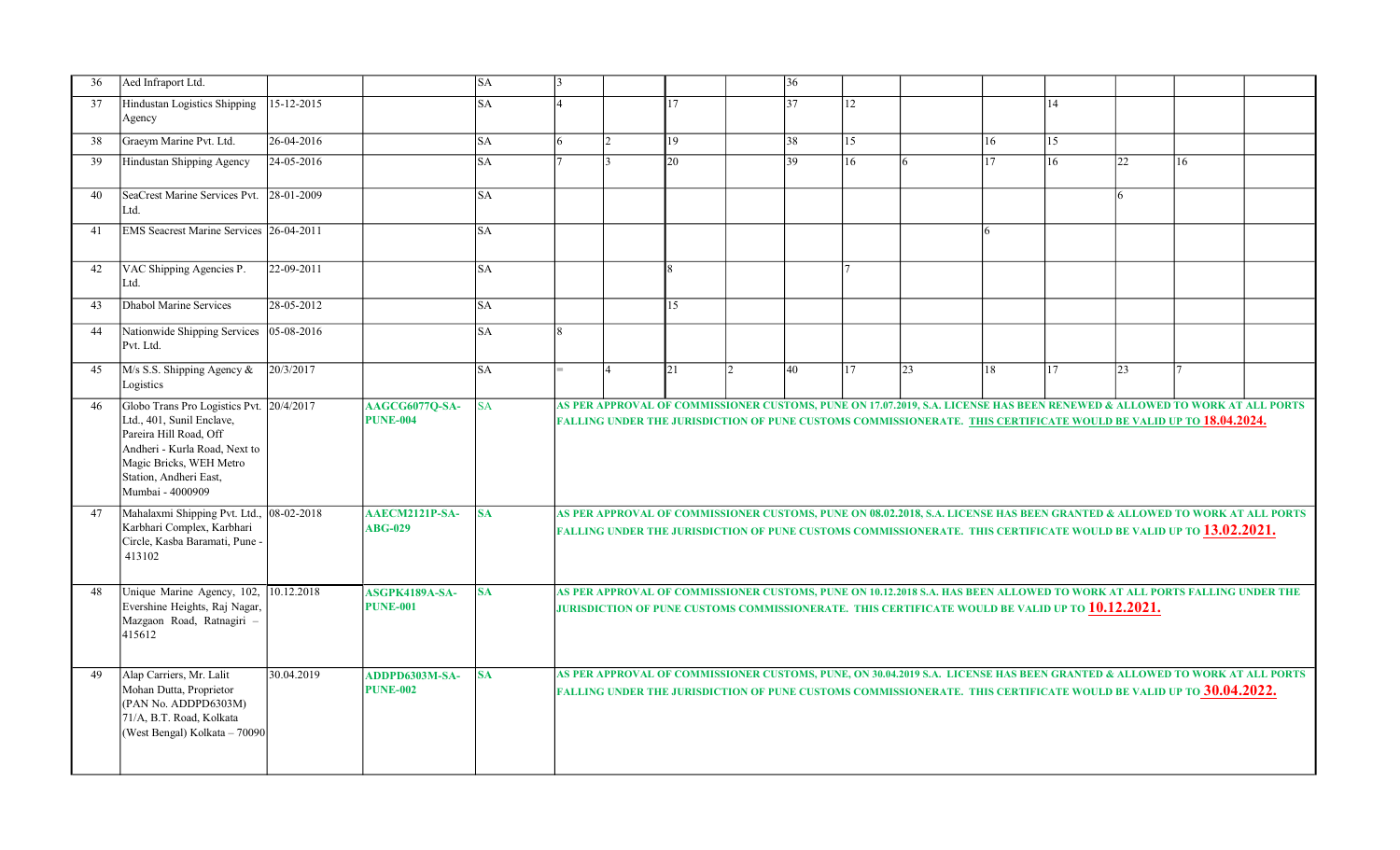| | | | | | | | | | | | | | | | | |
|---|---|---|---|---|---|---|---|---|---|---|---|---|---|---|---|---|
| 36 | Aed Infraport Ltd. | | | SA | 3 | | | | 36 | | | | | | | |
| 37 | Hindustan Logistics Shipping Agency | 15-12-2015 | | SA | 4 | | 17 | | 37 | 12 | | | 14 | | | |
| 38 | Graeym Marine Pvt. Ltd. | 26-04-2016 | | SA | 6 | 2 | 19 | | 38 | 15 | | 16 | 15 | | | |
| 39 | Hindustan Shipping Agency | 24-05-2016 | | SA | 7 | 3 | 20 | | 39 | 16 | 6 | 17 | 16 | 22 | 16 | |
| 40 | SeaCrest Marine Services Pvt. Ltd. | 28-01-2009 | | SA | | | | | | | | | | 6 | | |
| 41 | EMS Seacrest Marine Services | 26-04-2011 | | SA | | | | | | | | 6 | | | | |
| 42 | VAC Shipping Agencies P. Ltd. | 22-09-2011 | | SA | | | 8 | | | 7 | | | | | | |
| 43 | Dhabol Marine Services | 28-05-2012 | | SA | | | 15 | | | | | | | | | |
| 44 | Nationwide Shipping Services Pvt. Ltd. | 05-08-2016 | | SA | 8 | | | | | | | | | | | |
| 45 | M/s S.S. Shipping Agency & Logistics | 20/3/2017 | | SA | = | 4 | 21 | 2 | 40 | 17 | 23 | 18 | 17 | 23 | 7 | |
| 46 | Globo Trans Pro Logistics Pvt. Ltd., 401, Sunil Enclave, Pareira Hill Road, Off Andheri - Kurla Road, Next to Magic Bricks, WEH Metro Station, Andheri East, Mumbai - 4000909 | 20/4/2017 | **AAGCG6077Q-SA-PUNE-004** | SA | **AS PER APPROVAL OF COMMISSIONER CUSTOMS, PUNE ON 17.07.2019, S.A. LICENSE HAS BEEN RENEWED & ALLOWED TO WORK AT ALL PORTS FALLING UNDER THE JURISDICTION OF PUNE CUSTOMS COMMISSIONERATE. THIS CERTIFICATE WOULD BE VALID UP TO 18.04.2024.** | | | | | | | | | | | |
| 47 | Mahalaxmi Shipping Pvt. Ltd., Karbhari Complex, Karbhari Circle, Kasba Baramati, Pune - 413102 | 08-02-2018 | **AAECM2121P-SA-ABG-029** | **SA** | **AS PER APPROVAL OF COMMISSIONER CUSTOMS, PUNE ON 08.02.2018, S.A. LICENSE HAS BEEN GRANTED & ALLOWED TO WORK AT ALL PORTS FALLING UNDER THE JURISDICTION OF PUNE CUSTOMS COMMISSIONERATE. THIS CERTIFICATE WOULD BE VALID UP TO 13.02.2021.** | | | | | | | | | | | |
| 48 | Unique Marine Agency, 102, Evershine Heights, Raj Nagar, Mazgaon Road, Ratnagiri – 415612 | 10.12.2018 | **ASGPK4189A-SA-PUNE-001** | **SA** | **AS PER APPROVAL OF COMMISSIONER CUSTOMS, PUNE ON 10.12.2018 S.A. HAS BEEN ALLOWED TO WORK AT ALL PORTS FALLING UNDER THE JURISDICTION OF PUNE CUSTOMS COMMISSIONERATE. THIS CERTIFICATE WOULD BE VALID UP TO 10.12.2021.** | | | | | | | | | | | |
| 49 | Alap Carriers, Mr. Lalit Mohan Dutta, Proprietor (PAN No. ADDPD6303M) 71/A, B.T. Road, Kolkata (West Bengal) Kolkata – 70090 | 30.04.2019 | **ADDPD6303M-SA-PUNE-002** | **SA** | **AS PER APPROVAL OF COMMISSIONER CUSTOMS, PUNE, ON 30.04.2019 S.A. LICENSE HAS BEEN GRANTED & ALLOWED TO WORK AT ALL PORTS FALLING UNDER THE JURISDICTION OF PUNE CUSTOMS COMMISSIONERATE. THIS CERTIFICATE WOULD BE VALID UP TO 30.04.2022.** | | | | | | | | | | | |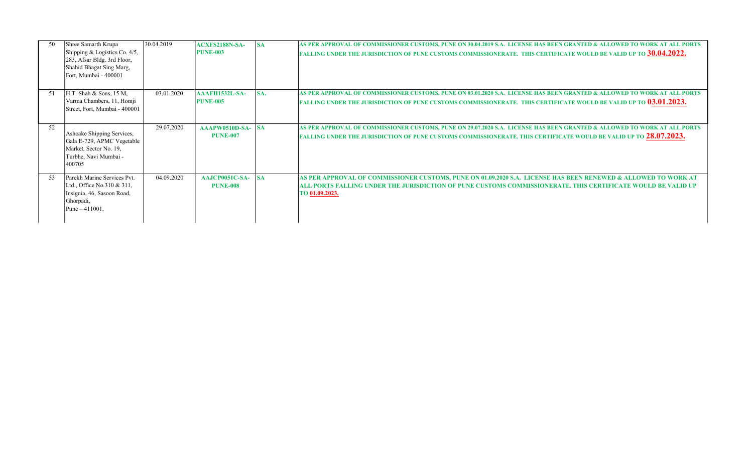| | | | | | |
|---|---|---|---|---|---|
| 50 | Shree Samarth Krupa Shipping & Logistics Co. 4/5, 283, Afsar Bldg. 3rd Floor, Shahid Bhagat Sing Marg, Fort, Mumbai - 400001 | 30.04.2019 | ACXFS2188N-SA-PUNE-003 | SA | AS PER APPROVAL OF COMMISSIONER CUSTOMS, PUNE ON 30.04.2019 S.A. LICENSE HAS BEEN GRANTED & ALLOWED TO WORK AT ALL PORTS FALLING UNDER THE JURISDICTION OF PUNE CUSTOMS COMMISSIONERATE. THIS CERTIFICATE WOULD BE VALID UP TO **30.04.2022.** |
| 51 | H.T. Shah & Sons, 15 M, Varma Chambers, 11, Homji Street, Fort, Mumbai - 400001 | 03.01.2020 | AAAFH1532L-SA-PUNE-005 | SA. | AS PER APPROVAL OF COMMISSIONER CUSTOMS, PUNE ON 03.01.2020 S.A. LICENSE HAS BEEN GRANTED & ALLOWED TO WORK AT ALL PORTS FALLING UNDER THE JURISDICTION OF PUNE CUSTOMS COMMISSIONERATE. THIS CERTIFICATE WOULD BE VALID UP TO **03.01.2023.** |
| 52 | Ashoake Shipping Services, Gala E-729, APMC Vegetable Market, Sector No. 19, Turbhe, Navi Mumbai - 400705 | 29.07.2020 | AAAPW0510D-SA-PUNE-007 | SA | AS PER APPROVAL OF COMMISSIONER CUSTOMS, PUNE ON 29.07.2020 S.A. LICENSE HAS BEEN GRANTED & ALLOWED TO WORK AT ALL PORTS FALLING UNDER THE JURISDICTION OF PUNE CUSTOMS COMMISSIONERATE. THIS CERTIFICATE WOULD BE VALID UP TO **28.07.2023.** |
| 53 | Parekh Marine Services Pvt. Ltd., Office No.310 & 311, Insignia, 46, Sasoon Road, Ghorpadi, Pune – 411001. | 04.09.2020 | AAJCP0051C-SA-PUNE-008 | SA | AS PER APPROVAL OF COMMISSIONER CUSTOMS, PUNE ON 01.09.2020 S.A. LICENSE HAS BEEN RENEWED & ALLOWED TO WORK AT ALL PORTS FALLING UNDER THE JURISDICTION OF PUNE CUSTOMS COMMISSIONERATE. THIS CERTIFICATE WOULD BE VALID UP TO **01.09.2023.** |